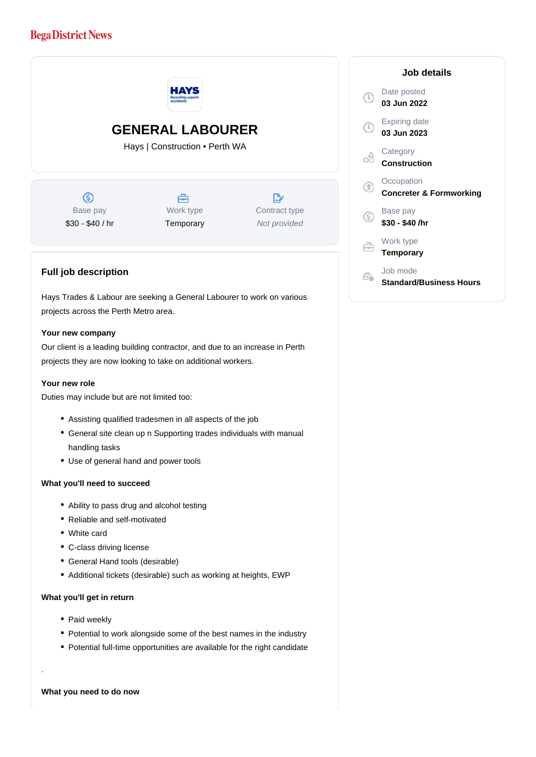Bega District News

# GENERAL LABOURER

Hays | Construction • Perth WA

| Base pay | Work type | Contract type |
|---|---|---|
| $30 - $40 / hr | Temporary | *Not provided* |

## Job details

Date posted
**03 Jun 2022**

Expiring date
**03 Jun 2023**

Category
**Construction**

Occupation
**Concreter & Formworking**

Base pay
**$30 - $40 /hr**

Work type
**Temporary**

Job mode
**Standard/Business Hours**

## Full job description

Hays Trades & Labour are seeking a General Labourer to work on various projects across the Perth Metro area.

**Your new company**

Our client is a leading building contractor, and due to an increase in Perth projects they are now looking to take on additional workers.

**Your new role**

Duties may include but are not limited too:

- Assisting qualified tradesmen in all aspects of the job
- General site clean up n Supporting trades individuals with manual handling tasks
- Use of general hand and power tools

**What you'll need to succeed**

- Ability to pass drug and alcohol testing
- Reliable and self-motivated
- White card
- C-class driving license
- General Hand tools (desirable)
- Additional tickets (desirable) such as working at heights, EWP

**What you'll get in return**

- Paid weekly
- Potential to work alongside some of the best names in the industry
- Potential full-time opportunities are available for the right candidate

.

**What you need to do now**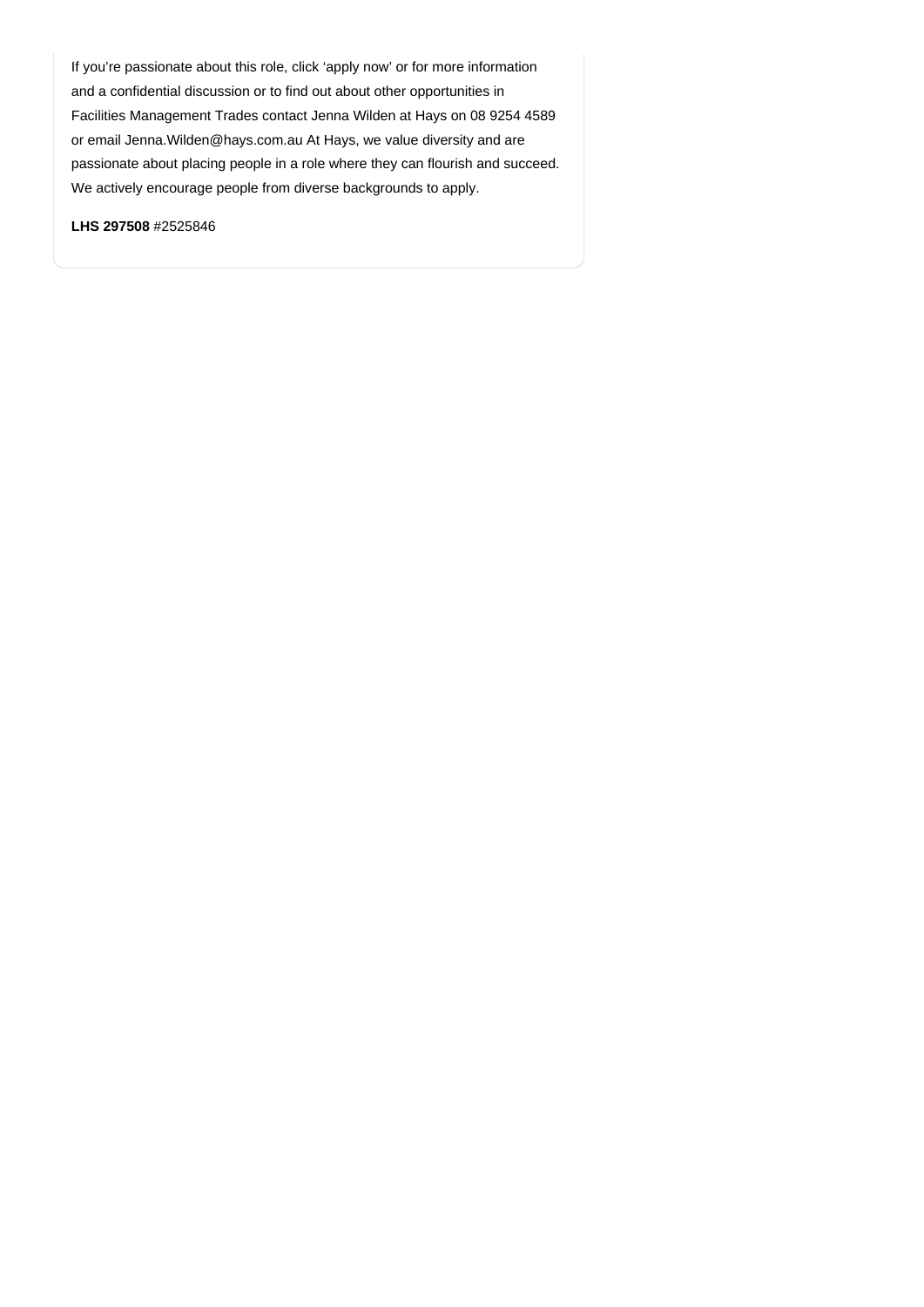If you're passionate about this role, click 'apply now' or for more information and a confidential discussion or to find out about other opportunities in Facilities Management Trades contact Jenna Wilden at Hays on 08 9254 4589 or email Jenna.Wilden@hays.com.au At Hays, we value diversity and are passionate about placing people in a role where they can flourish and succeed. We actively encourage people from diverse backgrounds to apply.

**LHS 297508** #2525846